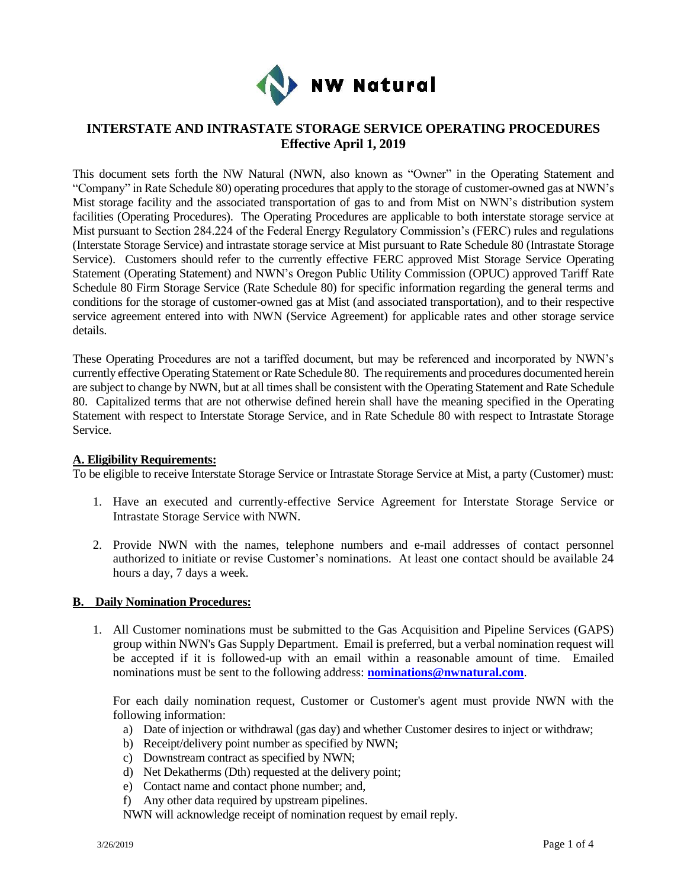NW Natural

# INTERSTATE AND INTRASTATE STORAGE SERVICE OPERATING PROCEDURES
## Effective April 1, 2019

This document sets forth the NW Natural (NWN, also known as "Owner" in the Operating Statement and "Company" in Rate Schedule 80) operating procedures that apply to the storage of customer-owned gas at NWN's Mist storage facility and the associated transportation of gas to and from Mist on NWN's distribution system facilities (Operating Procedures). The Operating Procedures are applicable to both interstate storage service at Mist pursuant to Section 284.224 of the Federal Energy Regulatory Commission's (FERC) rules and regulations (Interstate Storage Service) and intrastate storage service at Mist pursuant to Rate Schedule 80 (Intrastate Storage Service). Customers should refer to the currently effective FERC approved Mist Storage Service Operating Statement (Operating Statement) and NWN's Oregon Public Utility Commission (OPUC) approved Tariff Rate Schedule 80 Firm Storage Service (Rate Schedule 80) for specific information regarding the general terms and conditions for the storage of customer-owned gas at Mist (and associated transportation), and to their respective service agreement entered into with NWN (Service Agreement) for applicable rates and other storage service details.

These Operating Procedures are not a tariffed document, but may be referenced and incorporated by NWN's currently effective Operating Statement or Rate Schedule 80. The requirements and procedures documented herein are subject to change by NWN, but at all times shall be consistent with the Operating Statement and Rate Schedule 80. Capitalized terms that are not otherwise defined herein shall have the meaning specified in the Operating Statement with respect to Interstate Storage Service, and in Rate Schedule 80 with respect to Intrastate Storage Service.

**A. Eligibility Requirements:**

To be eligible to receive Interstate Storage Service or Intrastate Storage Service at Mist, a party (Customer) must:

1. Have an executed and currently-effective Service Agreement for Interstate Storage Service or Intrastate Storage Service with NWN.
2. Provide NWN with the names, telephone numbers and e-mail addresses of contact personnel authorized to initiate or revise Customer's nominations. At least one contact should be available 24 hours a day, 7 days a week.

**B. Daily Nomination Procedures:**

1. All Customer nominations must be submitted to the Gas Acquisition and Pipeline Services (GAPS) group within NWN's Gas Supply Department. Email is preferred, but a verbal nomination request will be accepted if it is followed-up with an email within a reasonable amount of time. Emailed nominations must be sent to the following address: **nominations@nwnatural.com**.

   For each daily nomination request, Customer or Customer's agent must provide NWN with the following information:

   a) Date of injection or withdrawal (gas day) and whether Customer desires to inject or withdraw;
   b) Receipt/delivery point number as specified by NWN;
   c) Downstream contract as specified by NWN;
   d) Net Dekatherms (Dth) requested at the delivery point;
   e) Contact name and contact phone number; and,
   f) Any other data required by upstream pipelines.

   NWN will acknowledge receipt of nomination request by email reply.

3/26/2019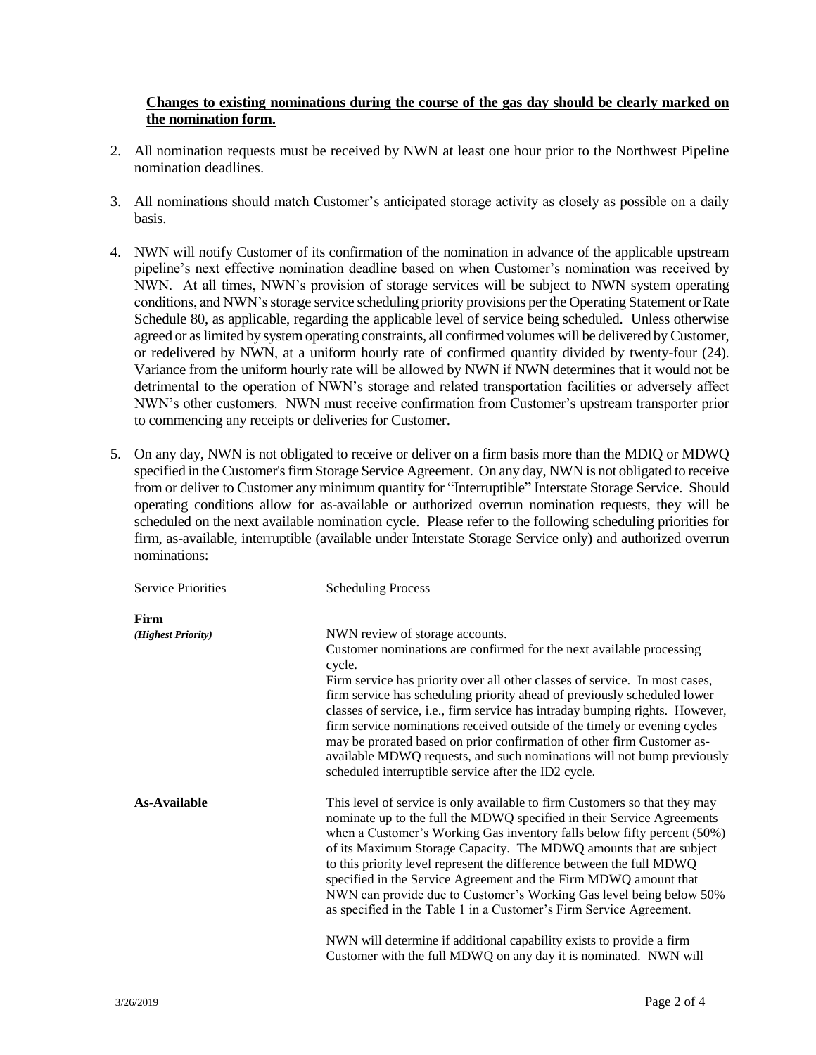**Changes to existing nominations during the course of the gas day should be clearly marked on the nomination form.**

2. All nomination requests must be received by NWN at least one hour prior to the Northwest Pipeline nomination deadlines.

3. All nominations should match Customer's anticipated storage activity as closely as possible on a daily basis.

4. NWN will notify Customer of its confirmation of the nomination in advance of the applicable upstream pipeline's next effective nomination deadline based on when Customer's nomination was received by NWN. At all times, NWN's provision of storage services will be subject to NWN system operating conditions, and NWN's storage service scheduling priority provisions per the Operating Statement or Rate Schedule 80, as applicable, regarding the applicable level of service being scheduled. Unless otherwise agreed or as limited by system operating constraints, all confirmed volumes will be delivered by Customer, or redelivered by NWN, at a uniform hourly rate of confirmed quantity divided by twenty-four (24). Variance from the uniform hourly rate will be allowed by NWN if NWN determines that it would not be detrimental to the operation of NWN's storage and related transportation facilities or adversely affect NWN's other customers. NWN must receive confirmation from Customer's upstream transporter prior to commencing any receipts or deliveries for Customer.

5. On any day, NWN is not obligated to receive or deliver on a firm basis more than the MDIQ or MDWQ specified in the Customer's firm Storage Service Agreement. On any day, NWN is not obligated to receive from or deliver to Customer any minimum quantity for "Interruptible" Interstate Storage Service. Should operating conditions allow for as-available or authorized overrun nomination requests, they will be scheduled on the next available nomination cycle. Please refer to the following scheduling priorities for firm, as-available, interruptible (available under Interstate Storage Service only) and authorized overrun nominations:

| Service Priorities | Scheduling Process |
|---|---|
| **Firm** *(Highest Priority)* | NWN review of storage accounts. Customer nominations are confirmed for the next available processing cycle. Firm service has priority over all other classes of service. In most cases, firm service has scheduling priority ahead of previously scheduled lower classes of service, i.e., firm service has intraday bumping rights. However, firm service nominations received outside of the timely or evening cycles may be prorated based on prior confirmation of other firm Customer as-available MDWQ requests, and such nominations will not bump previously scheduled interruptible service after the ID2 cycle. |
| **As-Available** | This level of service is only available to firm Customers so that they may nominate up to the full the MDWQ specified in their Service Agreements when a Customer's Working Gas inventory falls below fifty percent (50%) of its Maximum Storage Capacity. The MDWQ amounts that are subject to this priority level represent the difference between the full MDWQ specified in the Service Agreement and the Firm MDWQ amount that NWN can provide due to Customer's Working Gas level being below 50% as specified in the Table 1 in a Customer's Firm Service Agreement.<br><br>NWN will determine if additional capability exists to provide a firm Customer with the full MDWQ on any day it is nominated. NWN will |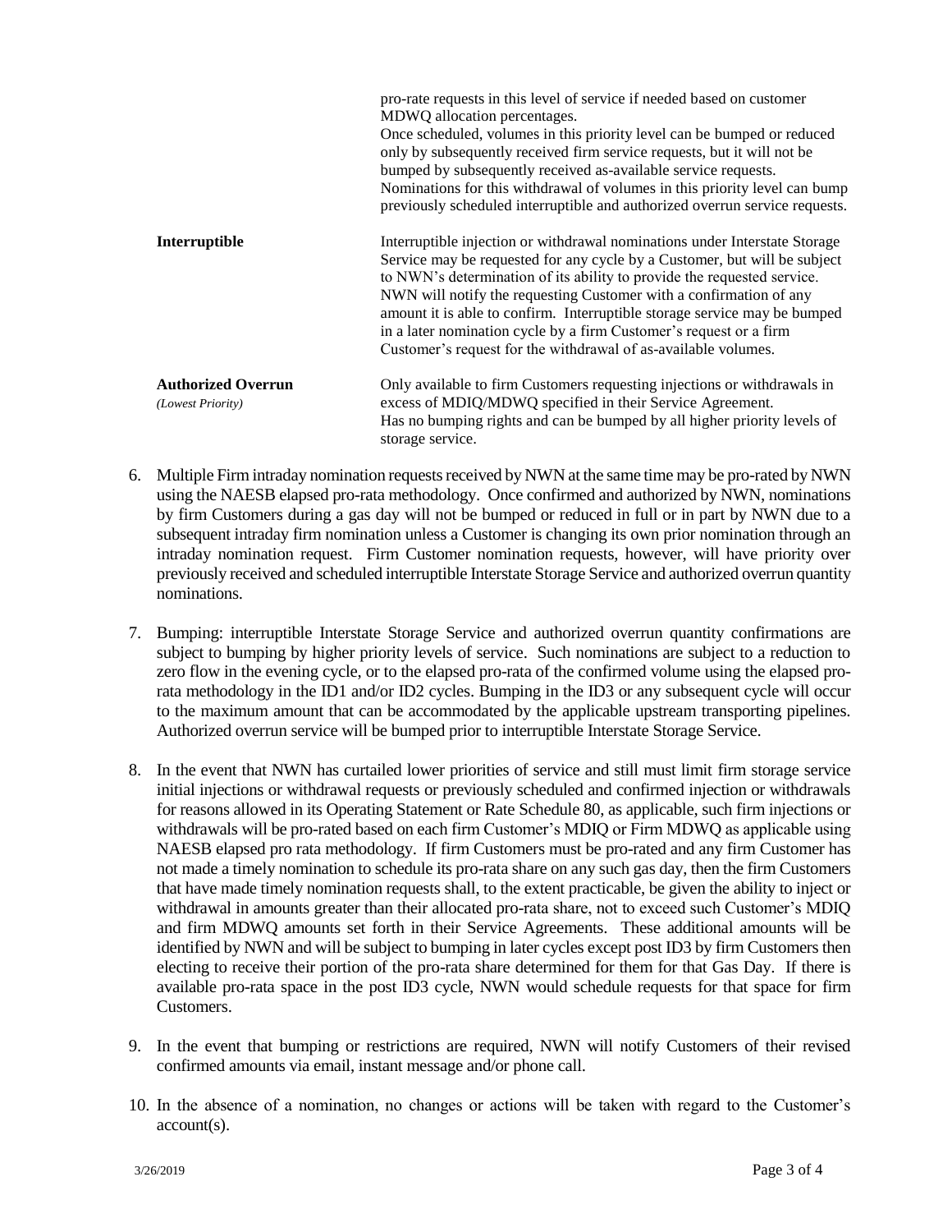| | |
|---|---|
| | pro-rate requests in this level of service if needed based on customer MDWQ allocation percentages. Once scheduled, volumes in this priority level can be bumped or reduced only by subsequently received firm service requests, but it will not be bumped by subsequently received as-available service requests. Nominations for this withdrawal of volumes in this priority level can bump previously scheduled interruptible and authorized overrun service requests. |
| **Interruptible** | Interruptible injection or withdrawal nominations under Interstate Storage Service may be requested for any cycle by a Customer, but will be subject to NWN's determination of its ability to provide the requested service. NWN will notify the requesting Customer with a confirmation of any amount it is able to confirm. Interruptible storage service may be bumped in a later nomination cycle by a firm Customer's request or a firm Customer's request for the withdrawal of as-available volumes. |
| **Authorized Overrun** *(Lowest Priority)* | Only available to firm Customers requesting injections or withdrawals in excess of MDIQ/MDWQ specified in their Service Agreement. Has no bumping rights and can be bumped by all higher priority levels of storage service. |

6. Multiple Firm intraday nomination requests received by NWN at the same time may be pro-rated by NWN using the NAESB elapsed pro-rata methodology. Once confirmed and authorized by NWN, nominations by firm Customers during a gas day will not be bumped or reduced in full or in part by NWN due to a subsequent intraday firm nomination unless a Customer is changing its own prior nomination through an intraday nomination request. Firm Customer nomination requests, however, will have priority over previously received and scheduled interruptible Interstate Storage Service and authorized overrun quantity nominations.

7. Bumping: interruptible Interstate Storage Service and authorized overrun quantity confirmations are subject to bumping by higher priority levels of service. Such nominations are subject to a reduction to zero flow in the evening cycle, or to the elapsed pro-rata of the confirmed volume using the elapsed pro-rata methodology in the ID1 and/or ID2 cycles. Bumping in the ID3 or any subsequent cycle will occur to the maximum amount that can be accommodated by the applicable upstream transporting pipelines. Authorized overrun service will be bumped prior to interruptible Interstate Storage Service.

8. In the event that NWN has curtailed lower priorities of service and still must limit firm storage service initial injections or withdrawal requests or previously scheduled and confirmed injection or withdrawals for reasons allowed in its Operating Statement or Rate Schedule 80, as applicable, such firm injections or withdrawals will be pro-rated based on each firm Customer's MDIQ or Firm MDWQ as applicable using NAESB elapsed pro rata methodology. If firm Customers must be pro-rated and any firm Customer has not made a timely nomination to schedule its pro-rata share on any such gas day, then the firm Customers that have made timely nomination requests shall, to the extent practicable, be given the ability to inject or withdrawal in amounts greater than their allocated pro-rata share, not to exceed such Customer's MDIQ and firm MDWQ amounts set forth in their Service Agreements. These additional amounts will be identified by NWN and will be subject to bumping in later cycles except post ID3 by firm Customers then electing to receive their portion of the pro-rata share determined for them for that Gas Day. If there is available pro-rata space in the post ID3 cycle, NWN would schedule requests for that space for firm Customers.

9. In the event that bumping or restrictions are required, NWN will notify Customers of their revised confirmed amounts via email, instant message and/or phone call.

10. In the absence of a nomination, no changes or actions will be taken with regard to the Customer's account(s).

3/26/2019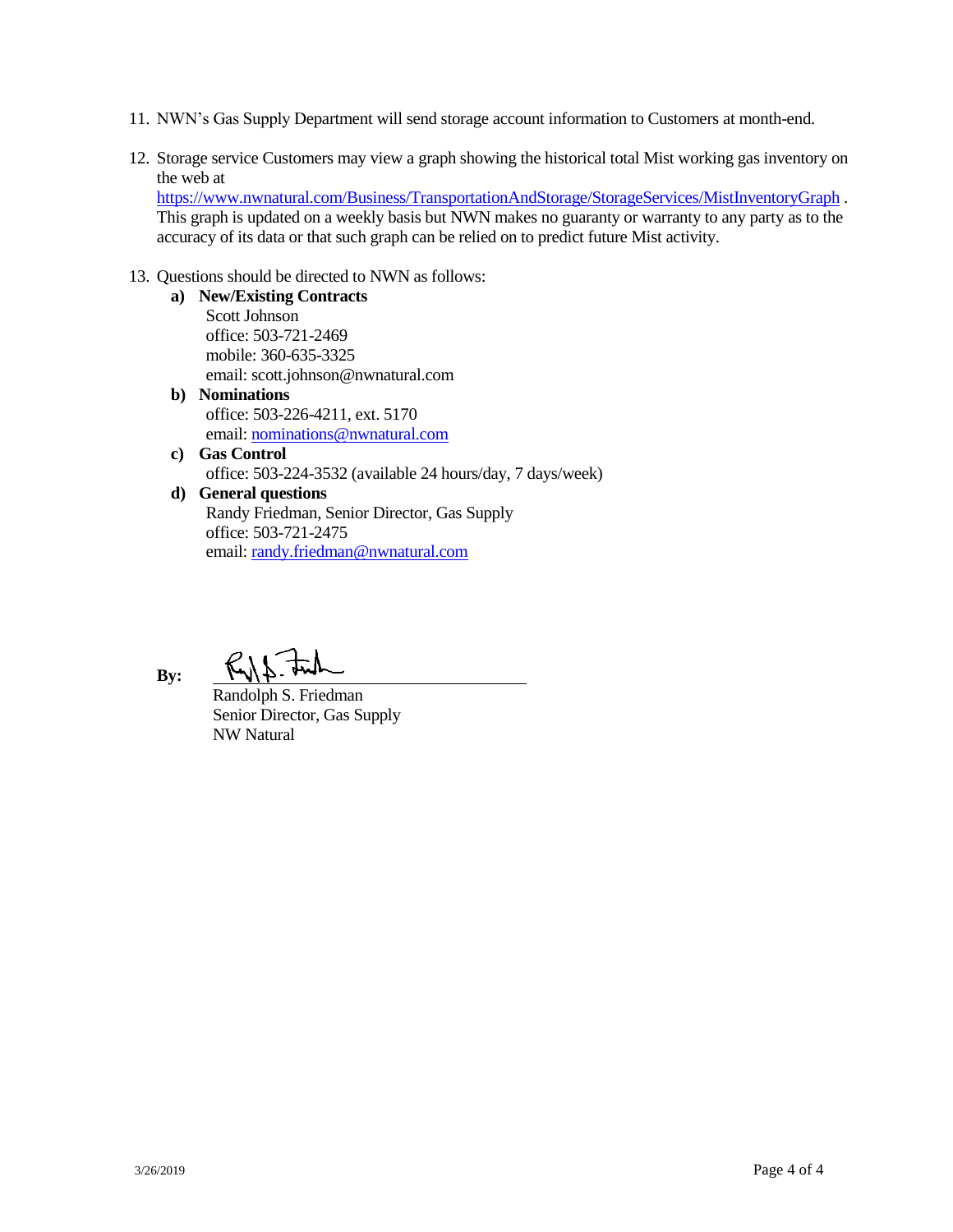11. NWN's Gas Supply Department will send storage account information to Customers at month-end.

12. Storage service Customers may view a graph showing the historical total Mist working gas inventory on the web at https://www.nwnatural.com/Business/TransportationAndStorage/StorageServices/MistInventoryGraph . This graph is updated on a weekly basis but NWN makes no guaranty or warranty to any party as to the accuracy of its data or that such graph can be relied on to predict future Mist activity.

13. Questions should be directed to NWN as follows:

    **a) New/Existing Contracts**
    Scott Johnson
    office: 503-721-2469
    mobile: 360-635-3325
    email: scott.johnson@nwnatural.com

    **b) Nominations**
    office: 503-226-4211, ext. 5170
    email: nominations@nwnatural.com

    **c) Gas Control**
    office: 503-224-3532 (available 24 hours/day, 7 days/week)

    **d) General questions**
    Randy Friedman, Senior Director, Gas Supply
    office: 503-721-2475
    email: randy.friedman@nwnatural.com

**By:** ______________________

Randolph S. Friedman
Senior Director, Gas Supply
NW Natural

3/26/2019